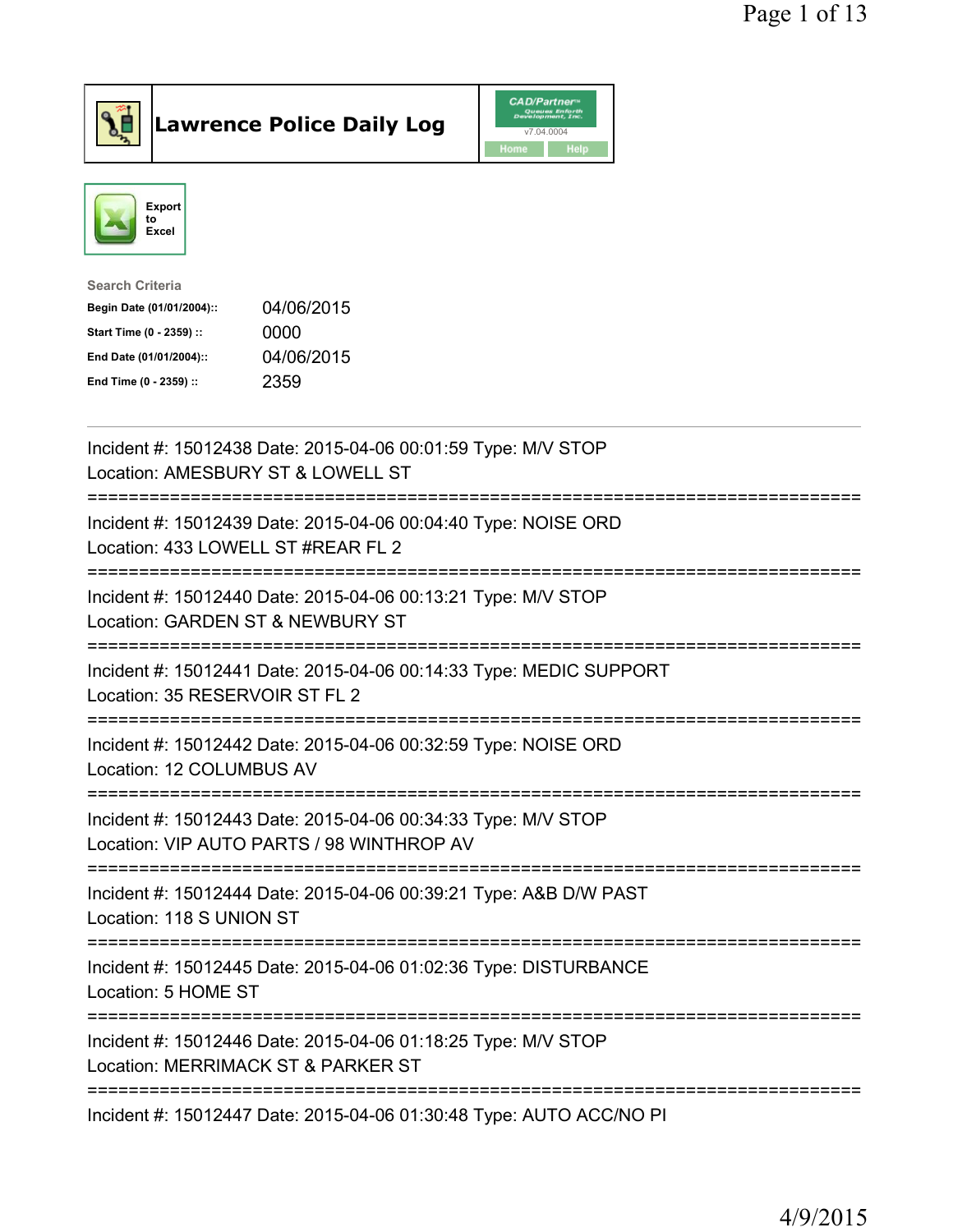# Lawrence Police Daily Log

CAD/Partner v7.04.0004

Home | Help

Export to Excel

**Search Criteria**

| | |
|---|---|
| **Begin Date (01/01/2004)::** | 04/06/2015 |
| **Start Time (0 - 2359) ::** | 0000 |
| **End Date (01/01/2004)::** | 04/06/2015 |
| **End Time (0 - 2359) ::** | 2359 |

---

Incident #: 15012438 Date: 2015-04-06 00:01:59 Type: M/V STOP
Location: AMESBURY ST & LOWELL ST

===========================================================================

Incident #: 15012439 Date: 2015-04-06 00:04:40 Type: NOISE ORD
Location: 433 LOWELL ST #REAR FL 2

===========================================================================

Incident #: 15012440 Date: 2015-04-06 00:13:21 Type: M/V STOP
Location: GARDEN ST & NEWBURY ST

===========================================================================

Incident #: 15012441 Date: 2015-04-06 00:14:33 Type: MEDIC SUPPORT
Location: 35 RESERVOIR ST FL 2

===========================================================================

Incident #: 15012442 Date: 2015-04-06 00:32:59 Type: NOISE ORD
Location: 12 COLUMBUS AV

===========================================================================

Incident #: 15012443 Date: 2015-04-06 00:34:33 Type: M/V STOP
Location: VIP AUTO PARTS / 98 WINTHROP AV

===========================================================================

Incident #: 15012444 Date: 2015-04-06 00:39:21 Type: A&B D/W PAST
Location: 118 S UNION ST

===========================================================================

Incident #: 15012445 Date: 2015-04-06 01:02:36 Type: DISTURBANCE
Location: 5 HOME ST

===========================================================================

Incident #: 15012446 Date: 2015-04-06 01:18:25 Type: M/V STOP
Location: MERRIMACK ST & PARKER ST

===========================================================================

Incident #: 15012447 Date: 2015-04-06 01:30:48 Type: AUTO ACC/NO PI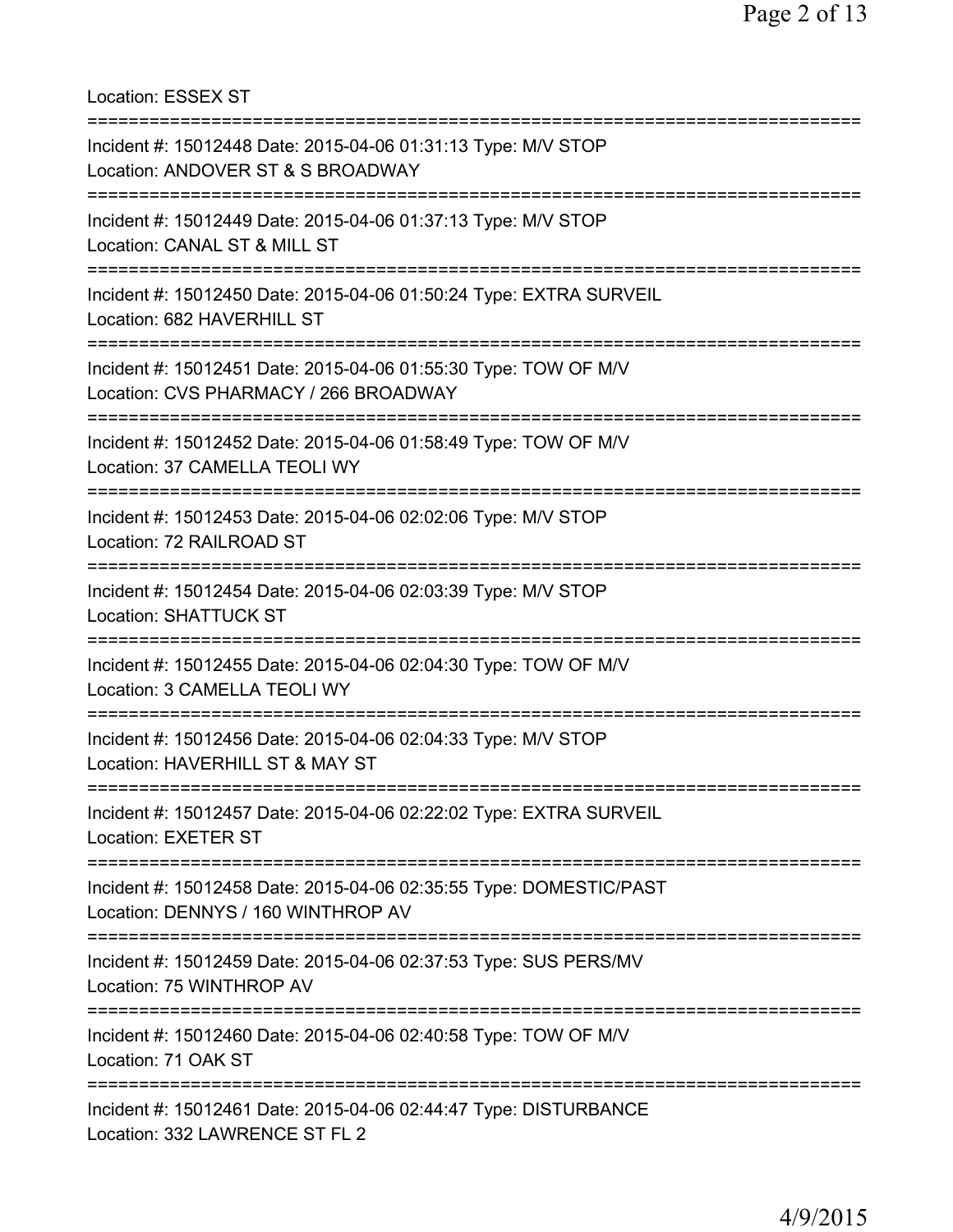Location: ESSEX ST

===========================================================================

Incident #: 15012448 Date: 2015-04-06 01:31:13 Type: M/V STOP
Location: ANDOVER ST & S BROADWAY

===========================================================================

Incident #: 15012449 Date: 2015-04-06 01:37:13 Type: M/V STOP
Location: CANAL ST & MILL ST

===========================================================================

Incident #: 15012450 Date: 2015-04-06 01:50:24 Type: EXTRA SURVEIL
Location: 682 HAVERHILL ST

===========================================================================

Incident #: 15012451 Date: 2015-04-06 01:55:30 Type: TOW OF M/V
Location: CVS PHARMACY / 266 BROADWAY

===========================================================================

Incident #: 15012452 Date: 2015-04-06 01:58:49 Type: TOW OF M/V
Location: 37 CAMELLA TEOLI WY

===========================================================================

Incident #: 15012453 Date: 2015-04-06 02:02:06 Type: M/V STOP
Location: 72 RAILROAD ST

===========================================================================

Incident #: 15012454 Date: 2015-04-06 02:03:39 Type: M/V STOP
Location: SHATTUCK ST

===========================================================================

Incident #: 15012455 Date: 2015-04-06 02:04:30 Type: TOW OF M/V
Location: 3 CAMELLA TEOLI WY

===========================================================================

Incident #: 15012456 Date: 2015-04-06 02:04:33 Type: M/V STOP
Location: HAVERHILL ST & MAY ST

===========================================================================

Incident #: 15012457 Date: 2015-04-06 02:22:02 Type: EXTRA SURVEIL
Location: EXETER ST

===========================================================================

Incident #: 15012458 Date: 2015-04-06 02:35:55 Type: DOMESTIC/PAST
Location: DENNYS / 160 WINTHROP AV

===========================================================================

Incident #: 15012459 Date: 2015-04-06 02:37:53 Type: SUS PERS/MV
Location: 75 WINTHROP AV

===========================================================================

Incident #: 15012460 Date: 2015-04-06 02:40:58 Type: TOW OF M/V
Location: 71 OAK ST

===========================================================================

Incident #: 15012461 Date: 2015-04-06 02:44:47 Type: DISTURBANCE
Location: 332 LAWRENCE ST FL 2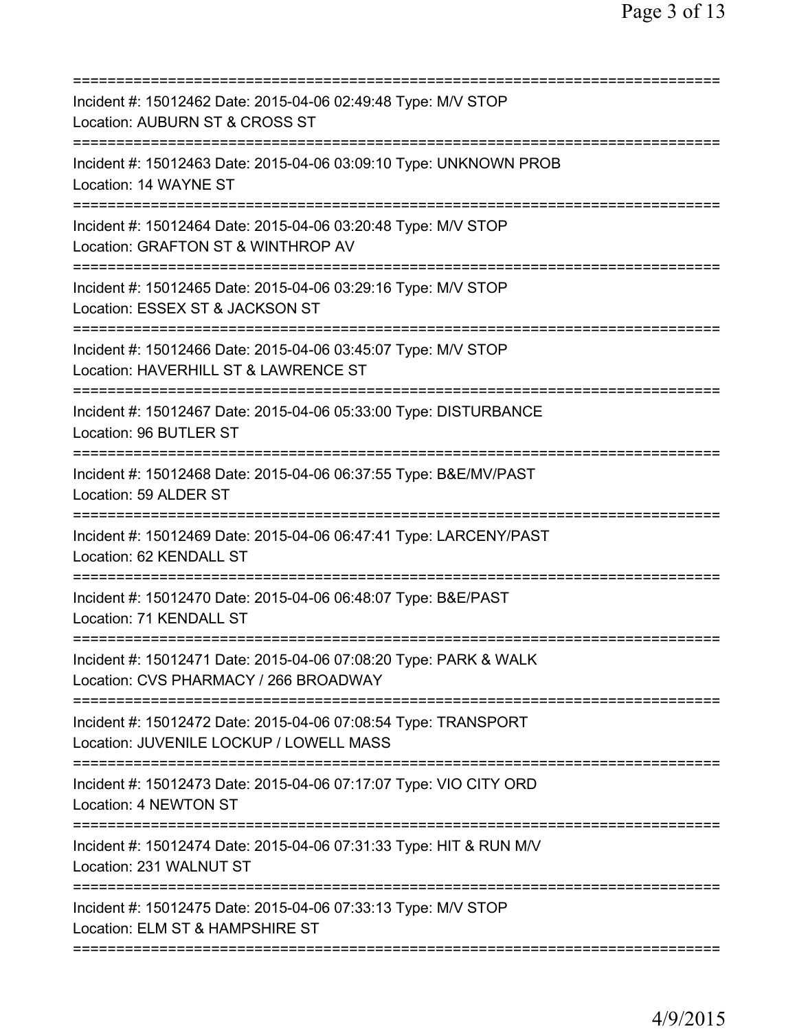===========================================================================

Incident #: 15012462 Date: 2015-04-06 02:49:48 Type: M/V STOP
Location: AUBURN ST & CROSS ST

===========================================================================

Incident #: 15012463 Date: 2015-04-06 03:09:10 Type: UNKNOWN PROB
Location: 14 WAYNE ST

===========================================================================

Incident #: 15012464 Date: 2015-04-06 03:20:48 Type: M/V STOP
Location: GRAFTON ST & WINTHROP AV

===========================================================================

Incident #: 15012465 Date: 2015-04-06 03:29:16 Type: M/V STOP
Location: ESSEX ST & JACKSON ST

===========================================================================

Incident #: 15012466 Date: 2015-04-06 03:45:07 Type: M/V STOP
Location: HAVERHILL ST & LAWRENCE ST

===========================================================================

Incident #: 15012467 Date: 2015-04-06 05:33:00 Type: DISTURBANCE
Location: 96 BUTLER ST

===========================================================================

Incident #: 15012468 Date: 2015-04-06 06:37:55 Type: B&E/MV/PAST
Location: 59 ALDER ST

===========================================================================

Incident #: 15012469 Date: 2015-04-06 06:47:41 Type: LARCENY/PAST
Location: 62 KENDALL ST

===========================================================================

Incident #: 15012470 Date: 2015-04-06 06:48:07 Type: B&E/PAST
Location: 71 KENDALL ST

===========================================================================

Incident #: 15012471 Date: 2015-04-06 07:08:20 Type: PARK & WALK
Location: CVS PHARMACY / 266 BROADWAY

===========================================================================

Incident #: 15012472 Date: 2015-04-06 07:08:54 Type: TRANSPORT
Location: JUVENILE LOCKUP / LOWELL MASS

===========================================================================

Incident #: 15012473 Date: 2015-04-06 07:17:07 Type: VIO CITY ORD
Location: 4 NEWTON ST

===========================================================================

Incident #: 15012474 Date: 2015-04-06 07:31:33 Type: HIT & RUN M/V
Location: 231 WALNUT ST

===========================================================================

Incident #: 15012475 Date: 2015-04-06 07:33:13 Type: M/V STOP
Location: ELM ST & HAMPSHIRE ST

===========================================================================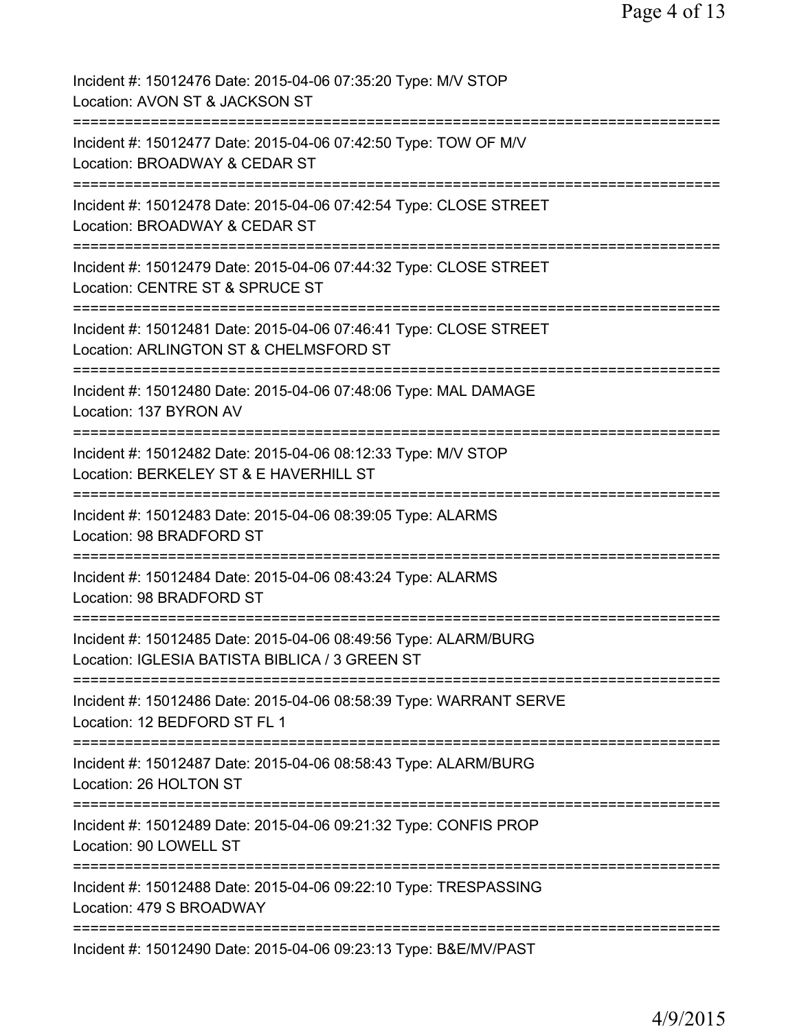Incident #: 15012476 Date: 2015-04-06 07:35:20 Type: M/V STOP
Location: AVON ST & JACKSON ST

===========================================================================

Incident #: 15012477 Date: 2015-04-06 07:42:50 Type: TOW OF M/V
Location: BROADWAY & CEDAR ST

===========================================================================

Incident #: 15012478 Date: 2015-04-06 07:42:54 Type: CLOSE STREET
Location: BROADWAY & CEDAR ST

===========================================================================

Incident #: 15012479 Date: 2015-04-06 07:44:32 Type: CLOSE STREET
Location: CENTRE ST & SPRUCE ST

===========================================================================

Incident #: 15012481 Date: 2015-04-06 07:46:41 Type: CLOSE STREET
Location: ARLINGTON ST & CHELMSFORD ST

===========================================================================

Incident #: 15012480 Date: 2015-04-06 07:48:06 Type: MAL DAMAGE
Location: 137 BYRON AV

===========================================================================

Incident #: 15012482 Date: 2015-04-06 08:12:33 Type: M/V STOP
Location: BERKELEY ST & E HAVERHILL ST

===========================================================================

Incident #: 15012483 Date: 2015-04-06 08:39:05 Type: ALARMS
Location: 98 BRADFORD ST

===========================================================================

Incident #: 15012484 Date: 2015-04-06 08:43:24 Type: ALARMS
Location: 98 BRADFORD ST

===========================================================================

Incident #: 15012485 Date: 2015-04-06 08:49:56 Type: ALARM/BURG
Location: IGLESIA BATISTA BIBLICA / 3 GREEN ST

===========================================================================

Incident #: 15012486 Date: 2015-04-06 08:58:39 Type: WARRANT SERVE
Location: 12 BEDFORD ST FL 1

===========================================================================

Incident #: 15012487 Date: 2015-04-06 08:58:43 Type: ALARM/BURG
Location: 26 HOLTON ST

===========================================================================

Incident #: 15012489 Date: 2015-04-06 09:21:32 Type: CONFIS PROP
Location: 90 LOWELL ST

===========================================================================

Incident #: 15012488 Date: 2015-04-06 09:22:10 Type: TRESPASSING
Location: 479 S BROADWAY

===========================================================================

Incident #: 15012490 Date: 2015-04-06 09:23:13 Type: B&E/MV/PAST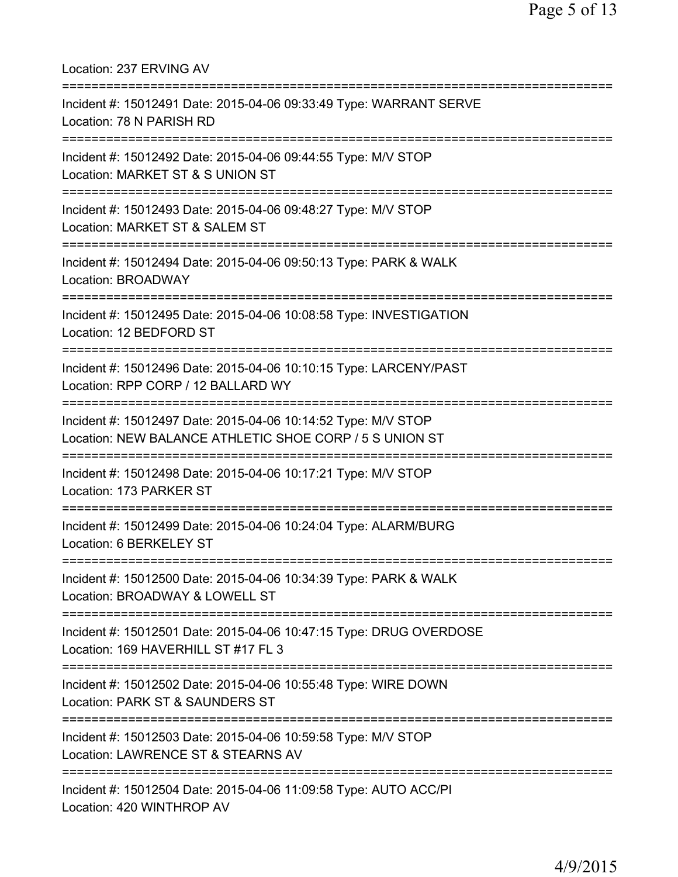Location: 237 ERVING AV

===========================================================================

Incident #: 15012491 Date: 2015-04-06 09:33:49 Type: WARRANT SERVE
Location: 78 N PARISH RD

===========================================================================

Incident #: 15012492 Date: 2015-04-06 09:44:55 Type: M/V STOP
Location: MARKET ST & S UNION ST

===========================================================================

Incident #: 15012493 Date: 2015-04-06 09:48:27 Type: M/V STOP
Location: MARKET ST & SALEM ST

===========================================================================

Incident #: 15012494 Date: 2015-04-06 09:50:13 Type: PARK & WALK
Location: BROADWAY

===========================================================================

Incident #: 15012495 Date: 2015-04-06 10:08:58 Type: INVESTIGATION
Location: 12 BEDFORD ST

===========================================================================

Incident #: 15012496 Date: 2015-04-06 10:10:15 Type: LARCENY/PAST
Location: RPP CORP / 12 BALLARD WY

===========================================================================

Incident #: 15012497 Date: 2015-04-06 10:14:52 Type: M/V STOP
Location: NEW BALANCE ATHLETIC SHOE CORP / 5 S UNION ST

===========================================================================

Incident #: 15012498 Date: 2015-04-06 10:17:21 Type: M/V STOP
Location: 173 PARKER ST

===========================================================================

Incident #: 15012499 Date: 2015-04-06 10:24:04 Type: ALARM/BURG
Location: 6 BERKELEY ST

===========================================================================

Incident #: 15012500 Date: 2015-04-06 10:34:39 Type: PARK & WALK
Location: BROADWAY & LOWELL ST

===========================================================================

Incident #: 15012501 Date: 2015-04-06 10:47:15 Type: DRUG OVERDOSE
Location: 169 HAVERHILL ST #17 FL 3

===========================================================================

Incident #: 15012502 Date: 2015-04-06 10:55:48 Type: WIRE DOWN
Location: PARK ST & SAUNDERS ST

===========================================================================

Incident #: 15012503 Date: 2015-04-06 10:59:58 Type: M/V STOP
Location: LAWRENCE ST & STEARNS AV

===========================================================================

Incident #: 15012504 Date: 2015-04-06 11:09:58 Type: AUTO ACC/PI
Location: 420 WINTHROP AV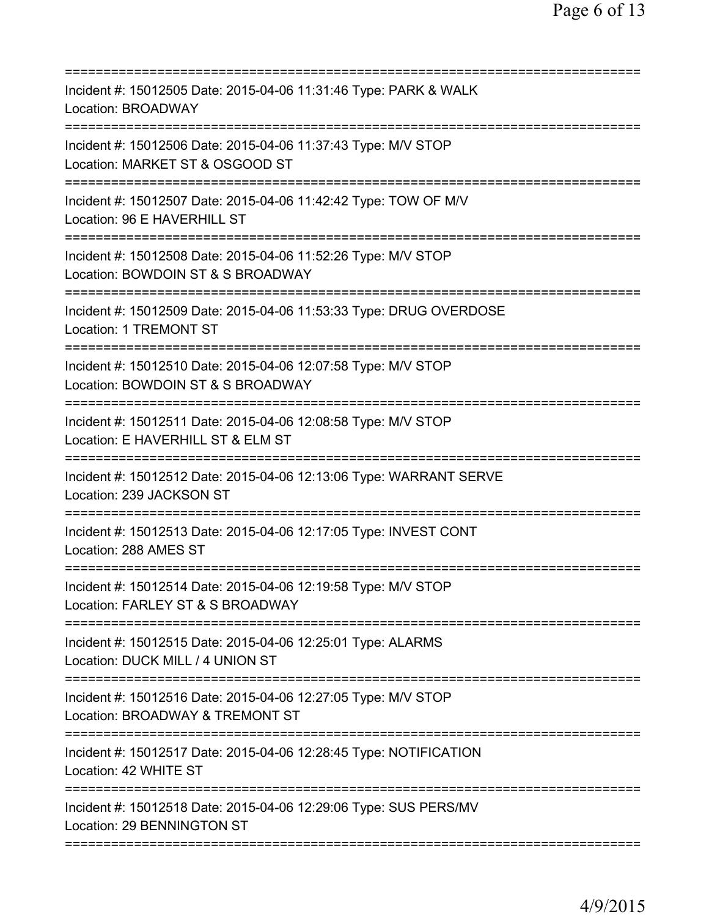===========================================================================
Incident #: 15012505 Date: 2015-04-06 11:31:46 Type: PARK & WALK
Location: BROADWAY
===========================================================================
Incident #: 15012506 Date: 2015-04-06 11:37:43 Type: M/V STOP
Location: MARKET ST & OSGOOD ST
===========================================================================
Incident #: 15012507 Date: 2015-04-06 11:42:42 Type: TOW OF M/V
Location: 96 E HAVERHILL ST
===========================================================================
Incident #: 15012508 Date: 2015-04-06 11:52:26 Type: M/V STOP
Location: BOWDOIN ST & S BROADWAY
===========================================================================
Incident #: 15012509 Date: 2015-04-06 11:53:33 Type: DRUG OVERDOSE
Location: 1 TREMONT ST
===========================================================================
Incident #: 15012510 Date: 2015-04-06 12:07:58 Type: M/V STOP
Location: BOWDOIN ST & S BROADWAY
===========================================================================
Incident #: 15012511 Date: 2015-04-06 12:08:58 Type: M/V STOP
Location: E HAVERHILL ST & ELM ST
===========================================================================
Incident #: 15012512 Date: 2015-04-06 12:13:06 Type: WARRANT SERVE
Location: 239 JACKSON ST
===========================================================================
Incident #: 15012513 Date: 2015-04-06 12:17:05 Type: INVEST CONT
Location: 288 AMES ST
===========================================================================
Incident #: 15012514 Date: 2015-04-06 12:19:58 Type: M/V STOP
Location: FARLEY ST & S BROADWAY
===========================================================================
Incident #: 15012515 Date: 2015-04-06 12:25:01 Type: ALARMS
Location: DUCK MILL / 4 UNION ST
===========================================================================
Incident #: 15012516 Date: 2015-04-06 12:27:05 Type: M/V STOP
Location: BROADWAY & TREMONT ST
===========================================================================
Incident #: 15012517 Date: 2015-04-06 12:28:45 Type: NOTIFICATION
Location: 42 WHITE ST
===========================================================================
Incident #: 15012518 Date: 2015-04-06 12:29:06 Type: SUS PERS/MV
Location: 29 BENNINGTON ST
===========================================================================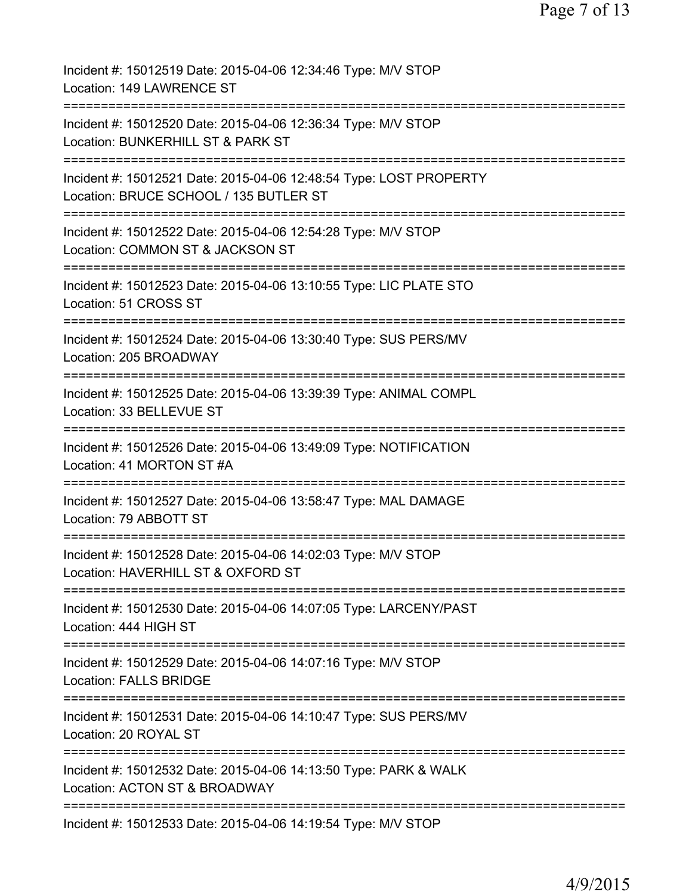Incident #: 15012519 Date: 2015-04-06 12:34:46 Type: M/V STOP
Location: 149 LAWRENCE ST

===========================================================================

Incident #: 15012520 Date: 2015-04-06 12:36:34 Type: M/V STOP
Location: BUNKERHILL ST & PARK ST

===========================================================================

Incident #: 15012521 Date: 2015-04-06 12:48:54 Type: LOST PROPERTY
Location: BRUCE SCHOOL / 135 BUTLER ST

===========================================================================

Incident #: 15012522 Date: 2015-04-06 12:54:28 Type: M/V STOP
Location: COMMON ST & JACKSON ST

===========================================================================

Incident #: 15012523 Date: 2015-04-06 13:10:55 Type: LIC PLATE STO
Location: 51 CROSS ST

===========================================================================

Incident #: 15012524 Date: 2015-04-06 13:30:40 Type: SUS PERS/MV
Location: 205 BROADWAY

===========================================================================

Incident #: 15012525 Date: 2015-04-06 13:39:39 Type: ANIMAL COMPL
Location: 33 BELLEVUE ST

===========================================================================

Incident #: 15012526 Date: 2015-04-06 13:49:09 Type: NOTIFICATION
Location: 41 MORTON ST #A

===========================================================================

Incident #: 15012527 Date: 2015-04-06 13:58:47 Type: MAL DAMAGE
Location: 79 ABBOTT ST

===========================================================================

Incident #: 15012528 Date: 2015-04-06 14:02:03 Type: M/V STOP
Location: HAVERHILL ST & OXFORD ST

===========================================================================

Incident #: 15012530 Date: 2015-04-06 14:07:05 Type: LARCENY/PAST
Location: 444 HIGH ST

===========================================================================

Incident #: 15012529 Date: 2015-04-06 14:07:16 Type: M/V STOP
Location: FALLS BRIDGE

===========================================================================

Incident #: 15012531 Date: 2015-04-06 14:10:47 Type: SUS PERS/MV
Location: 20 ROYAL ST

===========================================================================

Incident #: 15012532 Date: 2015-04-06 14:13:50 Type: PARK & WALK
Location: ACTON ST & BROADWAY

===========================================================================

Incident #: 15012533 Date: 2015-04-06 14:19:54 Type: M/V STOP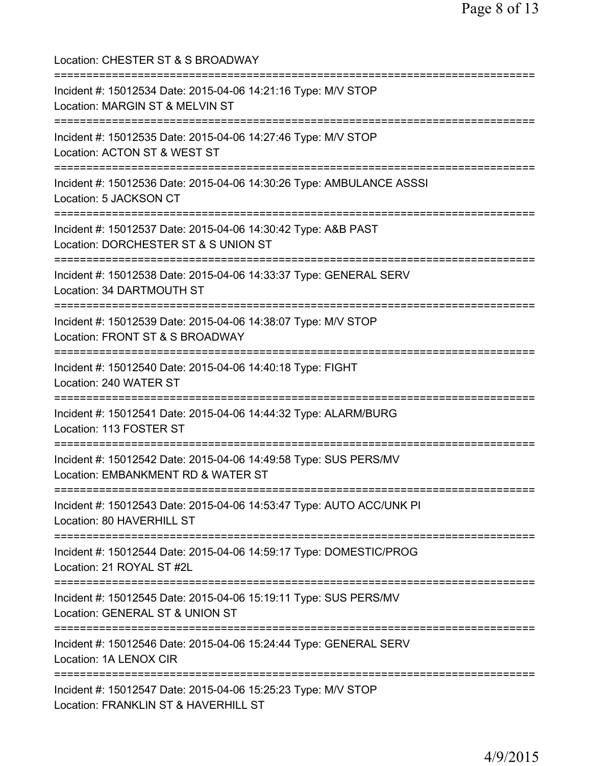Location: CHESTER ST & S BROADWAY

===========================================================================

Incident #: 15012534 Date: 2015-04-06 14:21:16 Type: M/V STOP
Location: MARGIN ST & MELVIN ST

===========================================================================

Incident #: 15012535 Date: 2015-04-06 14:27:46 Type: M/V STOP
Location: ACTON ST & WEST ST

===========================================================================

Incident #: 15012536 Date: 2015-04-06 14:30:26 Type: AMBULANCE ASSSI
Location: 5 JACKSON CT

===========================================================================

Incident #: 15012537 Date: 2015-04-06 14:30:42 Type: A&B PAST
Location: DORCHESTER ST & S UNION ST

===========================================================================

Incident #: 15012538 Date: 2015-04-06 14:33:37 Type: GENERAL SERV
Location: 34 DARTMOUTH ST

===========================================================================

Incident #: 15012539 Date: 2015-04-06 14:38:07 Type: M/V STOP
Location: FRONT ST & S BROADWAY

===========================================================================

Incident #: 15012540 Date: 2015-04-06 14:40:18 Type: FIGHT
Location: 240 WATER ST

===========================================================================

Incident #: 15012541 Date: 2015-04-06 14:44:32 Type: ALARM/BURG
Location: 113 FOSTER ST

===========================================================================

Incident #: 15012542 Date: 2015-04-06 14:49:58 Type: SUS PERS/MV
Location: EMBANKMENT RD & WATER ST

===========================================================================

Incident #: 15012543 Date: 2015-04-06 14:53:47 Type: AUTO ACC/UNK PI
Location: 80 HAVERHILL ST

===========================================================================

Incident #: 15012544 Date: 2015-04-06 14:59:17 Type: DOMESTIC/PROG
Location: 21 ROYAL ST #2L

===========================================================================

Incident #: 15012545 Date: 2015-04-06 15:19:11 Type: SUS PERS/MV
Location: GENERAL ST & UNION ST

===========================================================================

Incident #: 15012546 Date: 2015-04-06 15:24:44 Type: GENERAL SERV
Location: 1A LENOX CIR

===========================================================================

Incident #: 15012547 Date: 2015-04-06 15:25:23 Type: M/V STOP
Location: FRANKLIN ST & HAVERHILL ST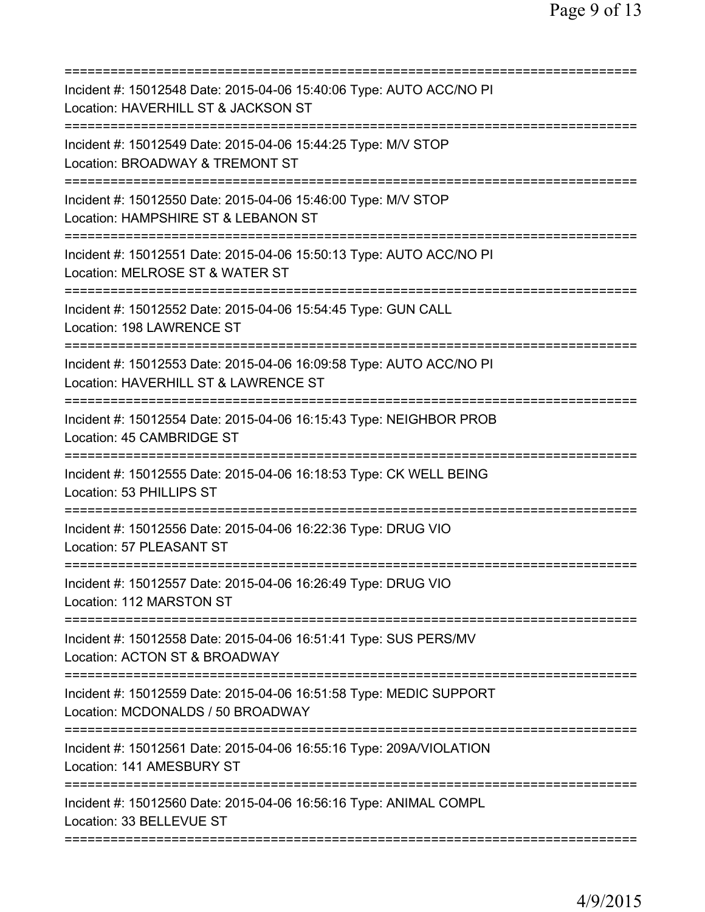===========================================================================

Incident #: 15012548 Date: 2015-04-06 15:40:06 Type: AUTO ACC/NO PI
Location: HAVERHILL ST & JACKSON ST

===========================================================================

Incident #: 15012549 Date: 2015-04-06 15:44:25 Type: M/V STOP
Location: BROADWAY & TREMONT ST

===========================================================================

Incident #: 15012550 Date: 2015-04-06 15:46:00 Type: M/V STOP
Location: HAMPSHIRE ST & LEBANON ST

===========================================================================

Incident #: 15012551 Date: 2015-04-06 15:50:13 Type: AUTO ACC/NO PI
Location: MELROSE ST & WATER ST

===========================================================================

Incident #: 15012552 Date: 2015-04-06 15:54:45 Type: GUN CALL
Location: 198 LAWRENCE ST

===========================================================================

Incident #: 15012553 Date: 2015-04-06 16:09:58 Type: AUTO ACC/NO PI
Location: HAVERHILL ST & LAWRENCE ST

===========================================================================

Incident #: 15012554 Date: 2015-04-06 16:15:43 Type: NEIGHBOR PROB
Location: 45 CAMBRIDGE ST

===========================================================================

Incident #: 15012555 Date: 2015-04-06 16:18:53 Type: CK WELL BEING
Location: 53 PHILLIPS ST

===========================================================================

Incident #: 15012556 Date: 2015-04-06 16:22:36 Type: DRUG VIO
Location: 57 PLEASANT ST

===========================================================================

Incident #: 15012557 Date: 2015-04-06 16:26:49 Type: DRUG VIO
Location: 112 MARSTON ST

===========================================================================

Incident #: 15012558 Date: 2015-04-06 16:51:41 Type: SUS PERS/MV
Location: ACTON ST & BROADWAY

===========================================================================

Incident #: 15012559 Date: 2015-04-06 16:51:58 Type: MEDIC SUPPORT
Location: MCDONALDS / 50 BROADWAY

===========================================================================

Incident #: 15012561 Date: 2015-04-06 16:55:16 Type: 209A/VIOLATION
Location: 141 AMESBURY ST

===========================================================================

Incident #: 15012560 Date: 2015-04-06 16:56:16 Type: ANIMAL COMPL
Location: 33 BELLEVUE ST

===========================================================================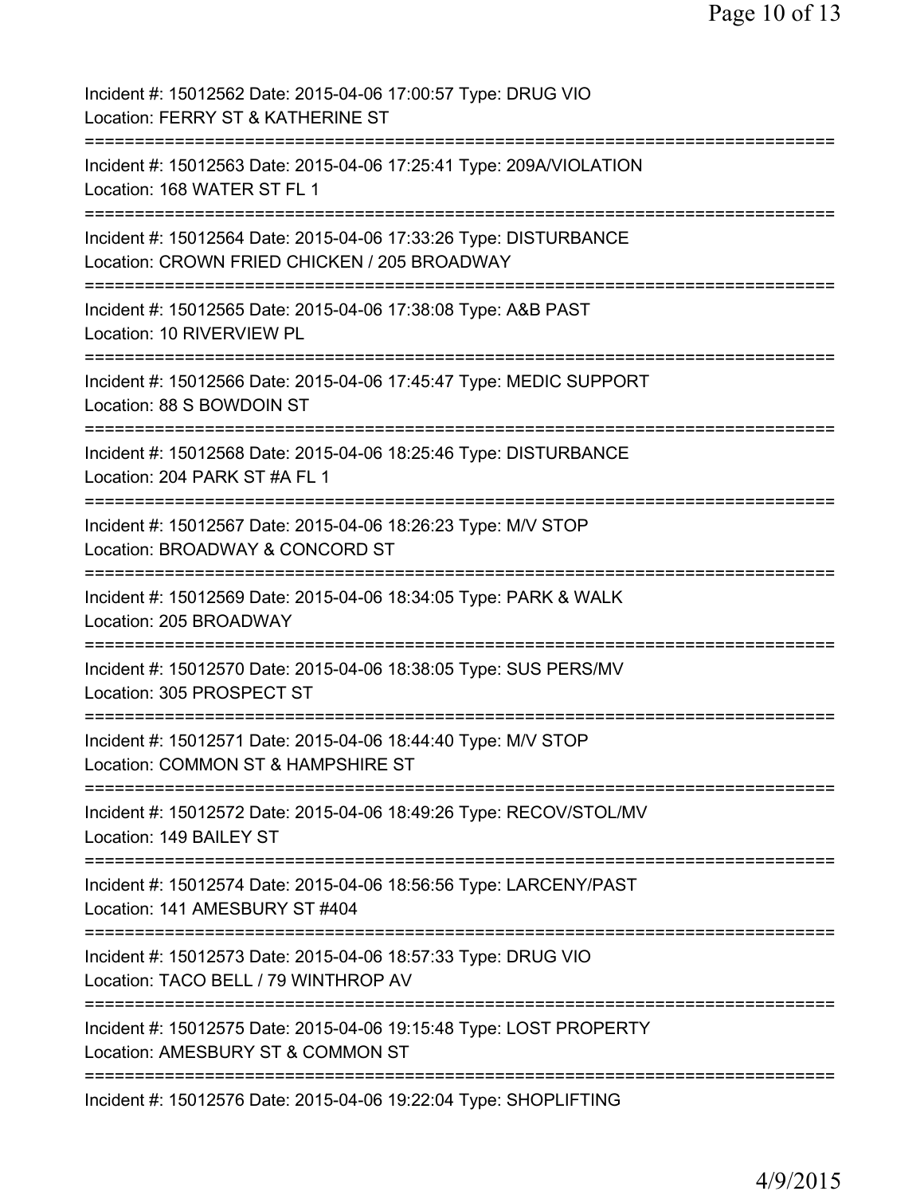Incident #: 15012562 Date: 2015-04-06 17:00:57 Type: DRUG VIO
Location: FERRY ST & KATHERINE ST

===========================================================================

Incident #: 15012563 Date: 2015-04-06 17:25:41 Type: 209A/VIOLATION
Location: 168 WATER ST FL 1

===========================================================================

Incident #: 15012564 Date: 2015-04-06 17:33:26 Type: DISTURBANCE
Location: CROWN FRIED CHICKEN / 205 BROADWAY

===========================================================================

Incident #: 15012565 Date: 2015-04-06 17:38:08 Type: A&B PAST
Location: 10 RIVERVIEW PL

===========================================================================

Incident #: 15012566 Date: 2015-04-06 17:45:47 Type: MEDIC SUPPORT
Location: 88 S BOWDOIN ST

===========================================================================

Incident #: 15012568 Date: 2015-04-06 18:25:46 Type: DISTURBANCE
Location: 204 PARK ST #A FL 1

===========================================================================

Incident #: 15012567 Date: 2015-04-06 18:26:23 Type: M/V STOP
Location: BROADWAY & CONCORD ST

===========================================================================

Incident #: 15012569 Date: 2015-04-06 18:34:05 Type: PARK & WALK
Location: 205 BROADWAY

===========================================================================

Incident #: 15012570 Date: 2015-04-06 18:38:05 Type: SUS PERS/MV
Location: 305 PROSPECT ST

===========================================================================

Incident #: 15012571 Date: 2015-04-06 18:44:40 Type: M/V STOP
Location: COMMON ST & HAMPSHIRE ST

===========================================================================

Incident #: 15012572 Date: 2015-04-06 18:49:26 Type: RECOV/STOL/MV
Location: 149 BAILEY ST

===========================================================================

Incident #: 15012574 Date: 2015-04-06 18:56:56 Type: LARCENY/PAST
Location: 141 AMESBURY ST #404

===========================================================================

Incident #: 15012573 Date: 2015-04-06 18:57:33 Type: DRUG VIO
Location: TACO BELL / 79 WINTHROP AV

===========================================================================

Incident #: 15012575 Date: 2015-04-06 19:15:48 Type: LOST PROPERTY
Location: AMESBURY ST & COMMON ST

===========================================================================

Incident #: 15012576 Date: 2015-04-06 19:22:04 Type: SHOPLIFTING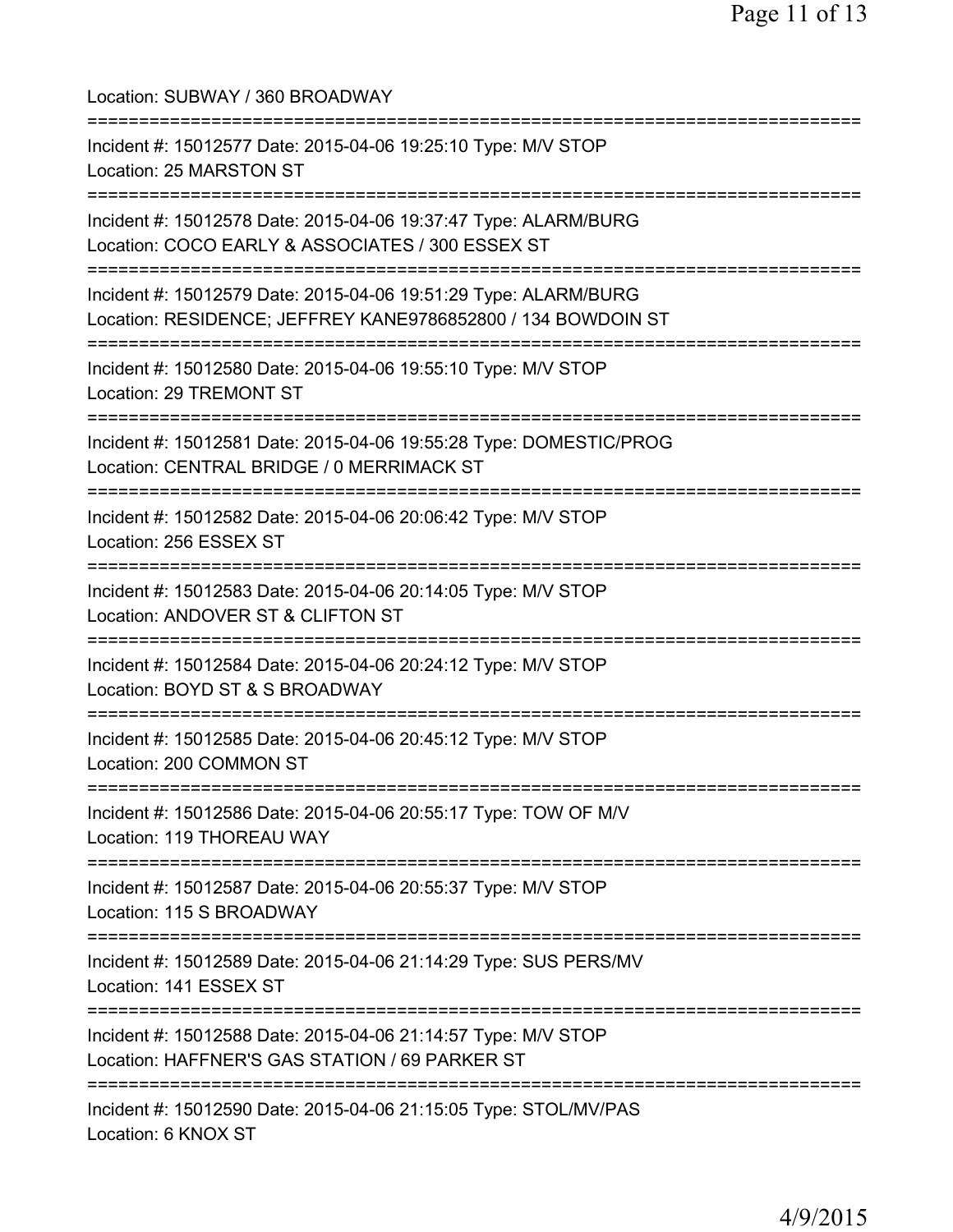Location: SUBWAY / 360 BROADWAY

===========================================================================

Incident #: 15012577 Date: 2015-04-06 19:25:10 Type: M/V STOP
Location: 25 MARSTON ST

===========================================================================

Incident #: 15012578 Date: 2015-04-06 19:37:47 Type: ALARM/BURG
Location: COCO EARLY & ASSOCIATES / 300 ESSEX ST

===========================================================================

Incident #: 15012579 Date: 2015-04-06 19:51:29 Type: ALARM/BURG
Location: RESIDENCE; JEFFREY KANE9786852800 / 134 BOWDOIN ST

===========================================================================

Incident #: 15012580 Date: 2015-04-06 19:55:10 Type: M/V STOP
Location: 29 TREMONT ST

===========================================================================

Incident #: 15012581 Date: 2015-04-06 19:55:28 Type: DOMESTIC/PROG
Location: CENTRAL BRIDGE / 0 MERRIMACK ST

===========================================================================

Incident #: 15012582 Date: 2015-04-06 20:06:42 Type: M/V STOP
Location: 256 ESSEX ST

===========================================================================

Incident #: 15012583 Date: 2015-04-06 20:14:05 Type: M/V STOP
Location: ANDOVER ST & CLIFTON ST

===========================================================================

Incident #: 15012584 Date: 2015-04-06 20:24:12 Type: M/V STOP
Location: BOYD ST & S BROADWAY

===========================================================================

Incident #: 15012585 Date: 2015-04-06 20:45:12 Type: M/V STOP
Location: 200 COMMON ST

===========================================================================

Incident #: 15012586 Date: 2015-04-06 20:55:17 Type: TOW OF M/V
Location: 119 THOREAU WAY

===========================================================================

Incident #: 15012587 Date: 2015-04-06 20:55:37 Type: M/V STOP
Location: 115 S BROADWAY

===========================================================================

Incident #: 15012589 Date: 2015-04-06 21:14:29 Type: SUS PERS/MV
Location: 141 ESSEX ST

===========================================================================

Incident #: 15012588 Date: 2015-04-06 21:14:57 Type: M/V STOP
Location: HAFFNER'S GAS STATION / 69 PARKER ST

===========================================================================

Incident #: 15012590 Date: 2015-04-06 21:15:05 Type: STOL/MV/PAS
Location: 6 KNOX ST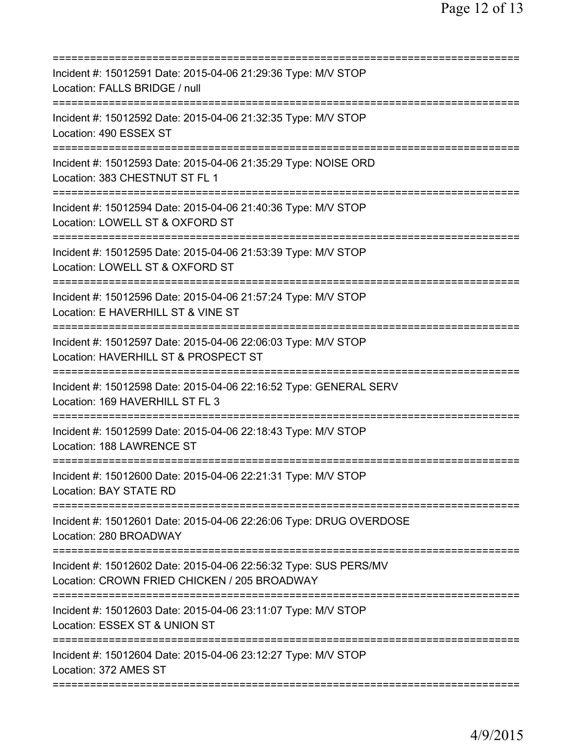===========================================================================
Incident #: 15012591 Date: 2015-04-06 21:29:36 Type: M/V STOP
Location: FALLS BRIDGE / null
===========================================================================
Incident #: 15012592 Date: 2015-04-06 21:32:35 Type: M/V STOP
Location: 490 ESSEX ST
===========================================================================
Incident #: 15012593 Date: 2015-04-06 21:35:29 Type: NOISE ORD
Location: 383 CHESTNUT ST FL 1
===========================================================================
Incident #: 15012594 Date: 2015-04-06 21:40:36 Type: M/V STOP
Location: LOWELL ST & OXFORD ST
===========================================================================
Incident #: 15012595 Date: 2015-04-06 21:53:39 Type: M/V STOP
Location: LOWELL ST & OXFORD ST
===========================================================================
Incident #: 15012596 Date: 2015-04-06 21:57:24 Type: M/V STOP
Location: E HAVERHILL ST & VINE ST
===========================================================================
Incident #: 15012597 Date: 2015-04-06 22:06:03 Type: M/V STOP
Location: HAVERHILL ST & PROSPECT ST
===========================================================================
Incident #: 15012598 Date: 2015-04-06 22:16:52 Type: GENERAL SERV
Location: 169 HAVERHILL ST FL 3
===========================================================================
Incident #: 15012599 Date: 2015-04-06 22:18:43 Type: M/V STOP
Location: 188 LAWRENCE ST
===========================================================================
Incident #: 15012600 Date: 2015-04-06 22:21:31 Type: M/V STOP
Location: BAY STATE RD
===========================================================================
Incident #: 15012601 Date: 2015-04-06 22:26:06 Type: DRUG OVERDOSE
Location: 280 BROADWAY
===========================================================================
Incident #: 15012602 Date: 2015-04-06 22:56:32 Type: SUS PERS/MV
Location: CROWN FRIED CHICKEN / 205 BROADWAY
===========================================================================
Incident #: 15012603 Date: 2015-04-06 23:11:07 Type: M/V STOP
Location: ESSEX ST & UNION ST
===========================================================================
Incident #: 15012604 Date: 2015-04-06 23:12:27 Type: M/V STOP
Location: 372 AMES ST
===========================================================================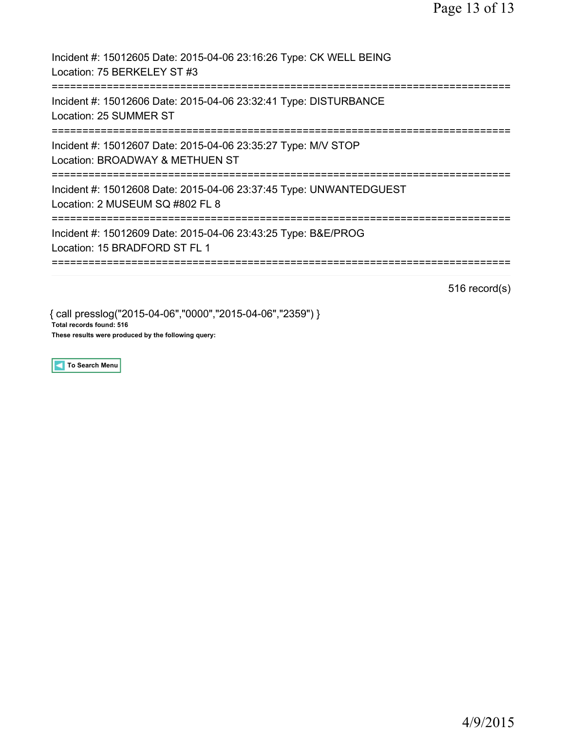Incident #: 15012605 Date: 2015-04-06 23:16:26 Type: CK WELL BEING
Location: 75 BERKELEY ST #3

===========================================================================

Incident #: 15012606 Date: 2015-04-06 23:32:41 Type: DISTURBANCE
Location: 25 SUMMER ST

===========================================================================

Incident #: 15012607 Date: 2015-04-06 23:35:27 Type: M/V STOP
Location: BROADWAY & METHUEN ST

===========================================================================

Incident #: 15012608 Date: 2015-04-06 23:37:45 Type: UNWANTEDGUEST
Location: 2 MUSEUM SQ #802 FL 8

===========================================================================

Incident #: 15012609 Date: 2015-04-06 23:43:25 Type: B&E/PROG
Location: 15 BRADFORD ST FL 1

===========================================================================

516 record(s)

{ call presslog("2015-04-06","0000","2015-04-06","2359") }

**Total records found: 516**

**These results were produced by the following query:**

To Search Menu